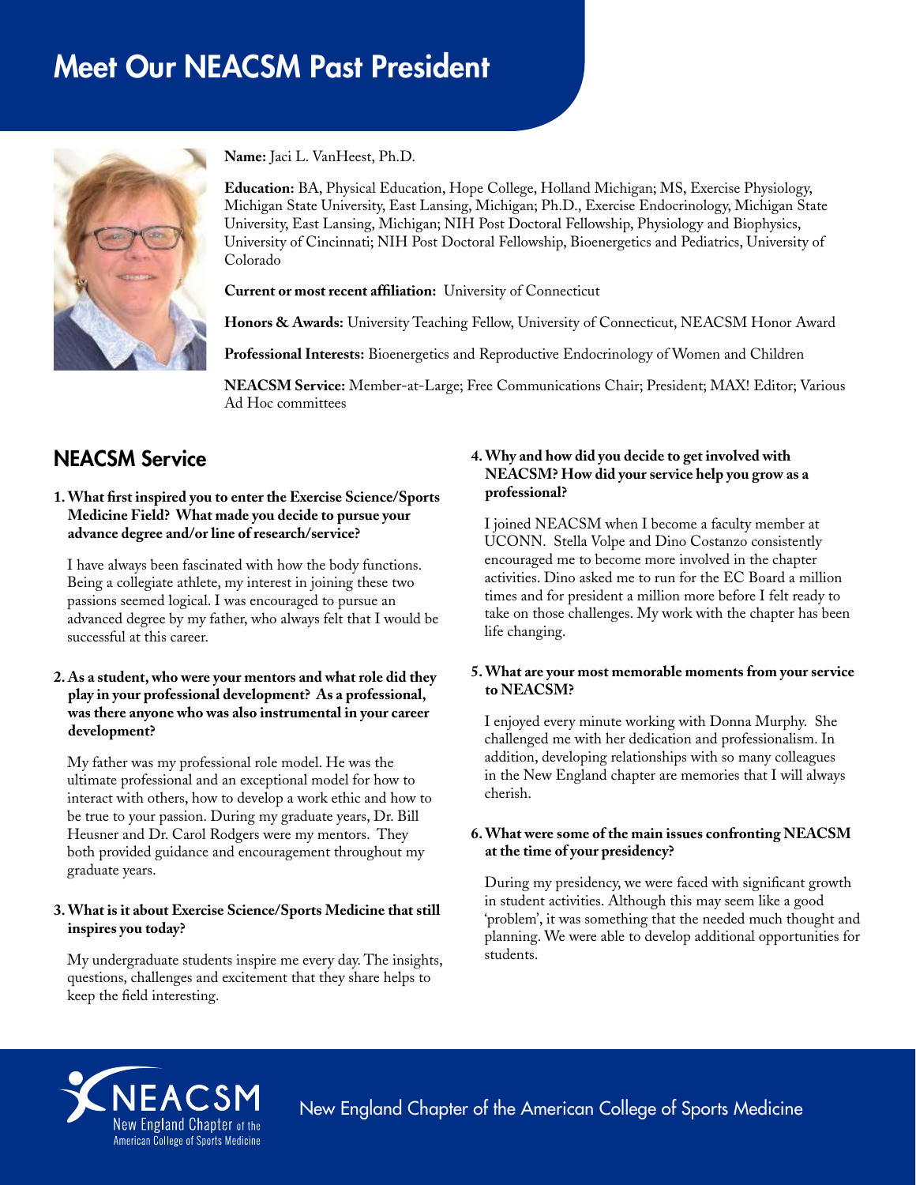# Meet Our NEACSM Past President

**Name:** Jaci L. VanHeest, Ph.D.

**Education:** BA, Physical Education, Hope College, Holland Michigan; MS, Exercise Physiology, Michigan State University, East Lansing, Michigan; Ph.D., Exercise Endocrinology, Michigan State University, East Lansing, Michigan; NIH Post Doctoral Fellowship, Physiology and Biophysics, University of Cincinnati; NIH Post Doctoral Fellowship, Bioenergetics and Pediatrics, University of Colorado

**Current or most recent affiliation:** University of Connecticut

**Honors & Awards:** University Teaching Fellow, University of Connecticut, NEACSM Honor Award

**Professional Interests:** Bioenergetics and Reproductive Endocrinology of Women and Children

**NEACSM Service:** Member-at-Large; Free Communications Chair; President; MAX! Editor; Various Ad Hoc committees

## NEACSM Service

**1. What first inspired you to enter the Exercise Science/Sports Medicine Field? What made you decide to pursue your advance degree and/or line of research/service?**

I have always been fascinated with how the body functions. Being a collegiate athlete, my interest in joining these two passions seemed logical. I was encouraged to pursue an advanced degree by my father, who always felt that I would be successful at this career.

**2. As a student, who were your mentors and what role did they play in your professional development? As a professional, was there anyone who was also instrumental in your career development?**

My father was my professional role model. He was the ultimate professional and an exceptional model for how to interact with others, how to develop a work ethic and how to be true to your passion. During my graduate years, Dr. Bill Heusner and Dr. Carol Rodgers were my mentors. They both provided guidance and encouragement throughout my graduate years.

**3. What is it about Exercise Science/Sports Medicine that still inspires you today?**

My undergraduate students inspire me every day. The insights, questions, challenges and excitement that they share helps to keep the field interesting.

**4. Why and how did you decide to get involved with NEACSM? How did your service help you grow as a professional?**

I joined NEACSM when I become a faculty member at UCONN. Stella Volpe and Dino Costanzo consistently encouraged me to become more involved in the chapter activities. Dino asked me to run for the EC Board a million times and for president a million more before I felt ready to take on those challenges. My work with the chapter has been life changing.

**5. What are your most memorable moments from your service to NEACSM?**

I enjoyed every minute working with Donna Murphy. She challenged me with her dedication and professionalism. In addition, developing relationships with so many colleagues in the New England chapter are memories that I will always cherish.

**6. What were some of the main issues confronting NEACSM at the time of your presidency?**

During my presidency, we were faced with significant growth in student activities. Although this may seem like a good 'problem', it was something that the needed much thought and planning. We were able to develop additional opportunities for students.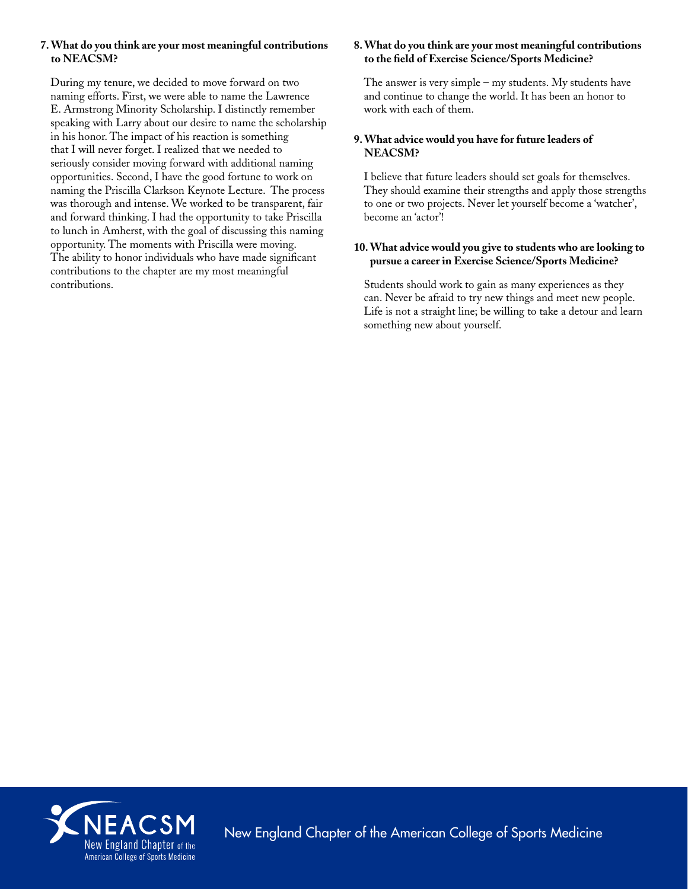**7. What do you think are your most meaningful contributions to NEACSM?**

During my tenure, we decided to move forward on two naming efforts. First, we were able to name the Lawrence E. Armstrong Minority Scholarship. I distinctly remember speaking with Larry about our desire to name the scholarship in his honor. The impact of his reaction is something that I will never forget. I realized that we needed to seriously consider moving forward with additional naming opportunities. Second, I have the good fortune to work on naming the Priscilla Clarkson Keynote Lecture. The process was thorough and intense. We worked to be transparent, fair and forward thinking. I had the opportunity to take Priscilla to lunch in Amherst, with the goal of discussing this naming opportunity. The moments with Priscilla were moving. The ability to honor individuals who have made significant contributions to the chapter are my most meaningful contributions.

**8. What do you think are your most meaningful contributions to the field of Exercise Science/Sports Medicine?**

The answer is very simple – my students. My students have and continue to change the world. It has been an honor to work with each of them.

**9. What advice would you have for future leaders of NEACSM?**

I believe that future leaders should set goals for themselves. They should examine their strengths and apply those strengths to one or two projects. Never let yourself become a 'watcher', become an 'actor'!

**10. What advice would you give to students who are looking to pursue a career in Exercise Science/Sports Medicine?**

Students should work to gain as many experiences as they can. Never be afraid to try new things and meet new people. Life is not a straight line; be willing to take a detour and learn something new about yourself.